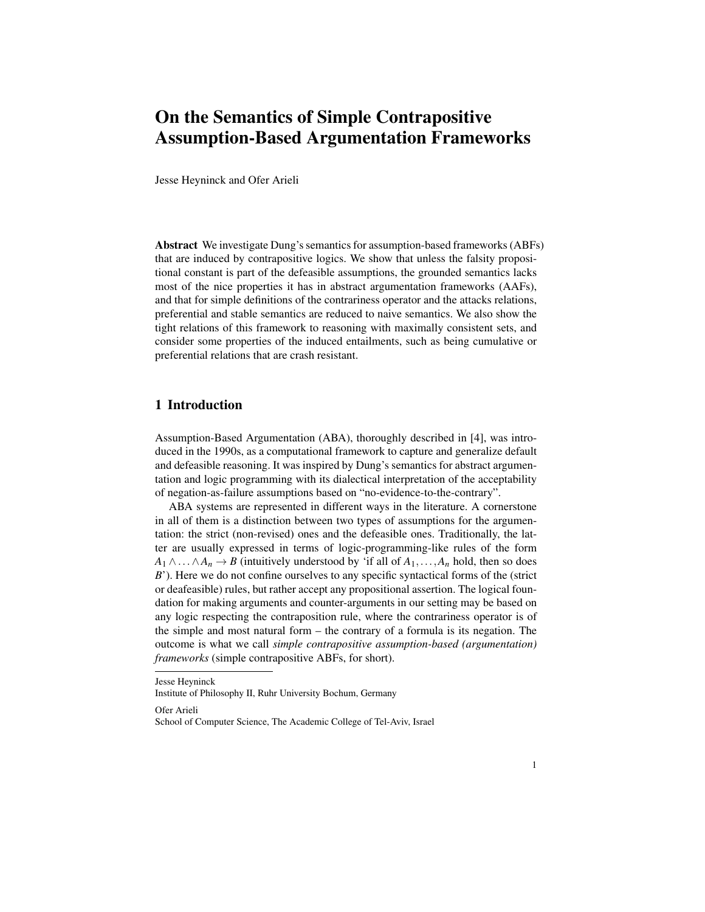// Title
# On the Semantics of Simple Contrapositive Assumption-Based Argumentation Frameworks

Jesse Heyninck and Ofer Arieli

**Abstract** We investigate Dung's semantics for assumption-based frameworks (ABFs) that are induced by contrapositive logics. We show that unless the falsity propositional constant is part of the defeasible assumptions, the grounded semantics lacks most of the nice properties it has in abstract argumentation frameworks (AAFs), and that for simple definitions of the contrariness operator and the attacks relations, preferential and stable semantics are reduced to naive semantics. We also show the tight relations of this framework to reasoning with maximally consistent sets, and consider some properties of the induced entailments, such as being cumulative or preferential relations that are crash resistant.

## 1 Introduction

Assumption-Based Argumentation (ABA), thoroughly described in [4], was introduced in the 1990s, as a computational framework to capture and generalize default and defeasible reasoning. It was inspired by Dung's semantics for abstract argumentation and logic programming with its dialectical interpretation of the acceptability of negation-as-failure assumptions based on "no-evidence-to-the-contrary".

ABA systems are represented in different ways in the literature. A cornerstone in all of them is a distinction between two types of assumptions for the argumentation: the strict (non-revised) ones and the defeasible ones. Traditionally, the latter are usually expressed in terms of logic-programming-like rules of the form $A_1 \wedge \ldots \wedge A_n \rightarrow B$ (intuitively understood by 'if all of $A_1, \ldots, A_n$ hold, then so does $B$'). Here we do not confine ourselves to any specific syntactical forms of the (strict or deafeasible) rules, but rather accept any propositional assertion. The logical foundation for making arguments and counter-arguments in our setting may be based on any logic respecting the contraposition rule, where the contrariness operator is of the simple and most natural form – the contrary of a formula is its negation. The outcome is what we call *simple contrapositive assumption-based (argumentation) frameworks* (simple contrapositive ABFs, for short).

Jesse Heyninck
Institute of Philosophy II, Ruhr University Bochum, Germany

Ofer Arieli
School of Computer Science, The Academic College of Tel-Aviv, Israel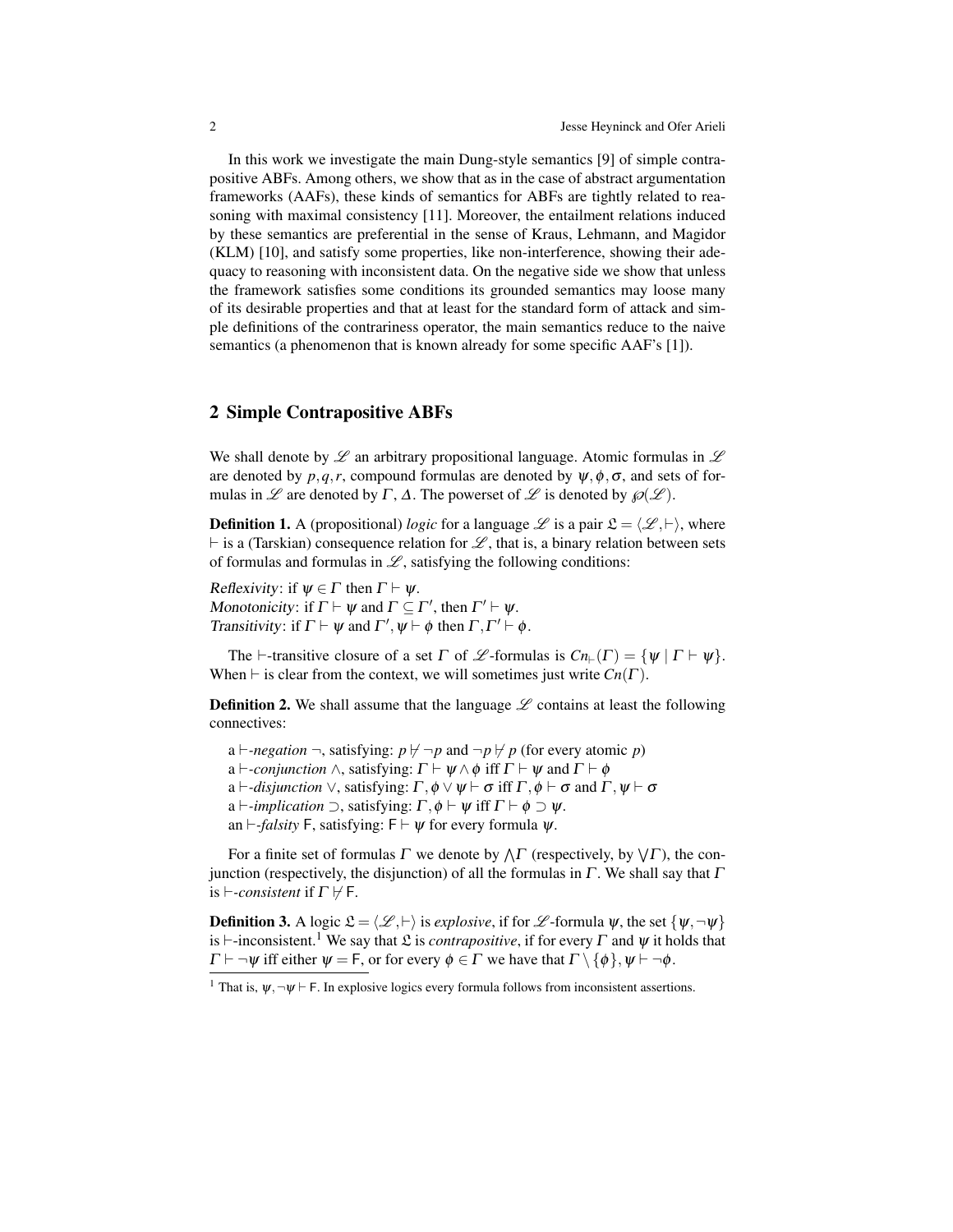In this work we investigate the main Dung-style semantics [9] of simple contrapositive ABFs. Among others, we show that as in the case of abstract argumentation frameworks (AAFs), these kinds of semantics for ABFs are tightly related to reasoning with maximal consistency [11]. Moreover, the entailment relations induced by these semantics are preferential in the sense of Kraus, Lehmann, and Magidor (KLM) [10], and satisfy some properties, like non-interference, showing their adequacy to reasoning with inconsistent data. On the negative side we show that unless the framework satisfies some conditions its grounded semantics may loose many of its desirable properties and that at least for the standard form of attack and simple definitions of the contrariness operator, the main semantics reduce to the naive semantics (a phenomenon that is known already for some specific AAF's [1]).

## 2 Simple Contrapositive ABFs

We shall denote by $\mathscr{L}$ an arbitrary propositional language. Atomic formulas in $\mathscr{L}$ are denoted by $p, q, r$, compound formulas are denoted by $\psi, \phi, \sigma$, and sets of formulas in $\mathscr{L}$ are denoted by $\Gamma$, $\Delta$. The powerset of $\mathscr{L}$ is denoted by $\wp(\mathscr{L})$.

**Definition 1.** A (propositional) *logic* for a language $\mathscr{L}$ is a pair $\mathfrak{L} = \langle \mathscr{L}, \vdash \rangle$, where $\vdash$ is a (Tarskian) consequence relation for $\mathscr{L}$, that is, a binary relation between sets of formulas and formulas in $\mathscr{L}$, satisfying the following conditions:

*Reflexivity*: if $\psi \in \Gamma$ then $\Gamma \vdash \psi$.
*Monotonicity*: if $\Gamma \vdash \psi$ and $\Gamma \subseteq \Gamma'$, then $\Gamma' \vdash \psi$.
*Transitivity*: if $\Gamma \vdash \psi$ and $\Gamma', \psi \vdash \phi$ then $\Gamma, \Gamma' \vdash \phi$.

The $\vdash$-transitive closure of a set $\Gamma$ of $\mathscr{L}$-formulas is $Cn_{\vdash}(\Gamma) = \{\psi \mid \Gamma \vdash \psi\}$. When $\vdash$ is clear from the context, we will sometimes just write $Cn(\Gamma)$.

**Definition 2.** We shall assume that the language $\mathscr{L}$ contains at least the following connectives:

a $\vdash$-*negation* $\neg$, satisfying: $p \nvdash \neg p$ and $\neg p \nvdash p$ (for every atomic $p$)
a $\vdash$-*conjunction* $\wedge$, satisfying: $\Gamma \vdash \psi \wedge \phi$ iff $\Gamma \vdash \psi$ and $\Gamma \vdash \phi$
a $\vdash$-*disjunction* $\vee$, satisfying: $\Gamma, \phi \vee \psi \vdash \sigma$ iff $\Gamma, \phi \vdash \sigma$ and $\Gamma, \psi \vdash \sigma$
a $\vdash$-*implication* $\supset$, satisfying: $\Gamma, \phi \vdash \psi$ iff $\Gamma \vdash \phi \supset \psi$.
an $\vdash$-*falsity* $\mathsf{F}$, satisfying: $\mathsf{F} \vdash \psi$ for every formula $\psi$.

For a finite set of formulas $\Gamma$ we denote by $\bigwedge\Gamma$ (respectively, by $\bigvee\Gamma$), the conjunction (respectively, the disjunction) of all the formulas in $\Gamma$. We shall say that $\Gamma$ is $\vdash$-*consistent* if $\Gamma \nvdash \mathsf{F}$.

**Definition 3.** A logic $\mathfrak{L} = \langle \mathscr{L}, \vdash \rangle$ is *explosive*, if for $\mathscr{L}$-formula $\psi$, the set $\{\psi, \neg\psi\}$ is $\vdash$-inconsistent.[1] We say that $\mathfrak{L}$ is *contrapositive*, if for every $\Gamma$ and $\psi$ it holds that $\Gamma \vdash \neg\psi$ iff either $\psi = \mathsf{F}$, or for every $\phi \in \Gamma$ we have that $\Gamma \setminus \{\phi\}, \psi \vdash \neg\phi$.

[1] That is, $\psi, \neg\psi \vdash \mathsf{F}$. In explosive logics every formula follows from inconsistent assertions.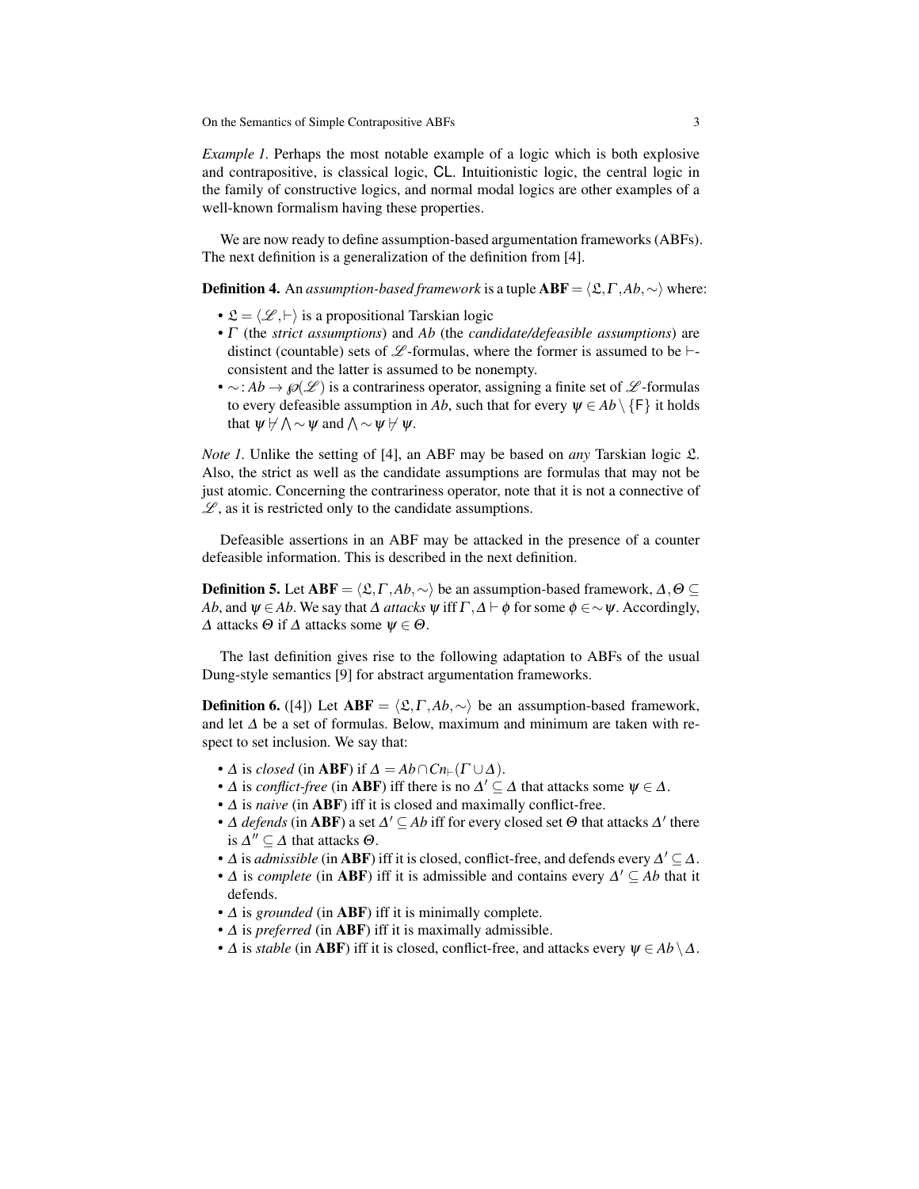*Example 1.* Perhaps the most notable example of a logic which is both explosive and contrapositive, is classical logic, $\mathsf{CL}$. Intuitionistic logic, the central logic in the family of constructive logics, and normal modal logics are other examples of a well-known formalism having these properties.

We are now ready to define assumption-based argumentation frameworks (ABFs). The next definition is a generalization of the definition from [4].

**Definition 4.** An *assumption-based framework* is a tuple $\mathbf{ABF} = \langle \mathfrak{L}, \Gamma, Ab, \sim \rangle$ where:

- $\mathfrak{L} = \langle \mathscr{L}, \vdash \rangle$ is a propositional Tarskian logic
- $\Gamma$ (the *strict assumptions*) and $Ab$ (the *candidate/defeasible assumptions*) are distinct (countable) sets of $\mathscr{L}$-formulas, where the former is assumed to be $\vdash$-consistent and the latter is assumed to be nonempty.
- $\sim : Ab \to \wp(\mathscr{L})$ is a contrariness operator, assigning a finite set of $\mathscr{L}$-formulas to every defeasible assumption in $Ab$, such that for every $\psi \in Ab \setminus \{\mathsf{F}\}$ it holds that $\psi \nvdash \bigwedge \sim \psi$ and $\bigwedge \sim \psi \nvdash \psi$.

*Note 1.* Unlike the setting of [4], an ABF may be based on *any* Tarskian logic $\mathfrak{L}$. Also, the strict as well as the candidate assumptions are formulas that may not be just atomic. Concerning the contrariness operator, note that it is not a connective of $\mathscr{L}$, as it is restricted only to the candidate assumptions.

Defeasible assertions in an ABF may be attacked in the presence of a counter defeasible information. This is described in the next definition.

**Definition 5.** Let $\mathbf{ABF} = \langle \mathfrak{L}, \Gamma, Ab, \sim \rangle$ be an assumption-based framework, $\Delta, \Theta \subseteq Ab$, and $\psi \in Ab$. We say that $\Delta$ *attacks* $\psi$ iff $\Gamma, \Delta \vdash \phi$ for some $\phi \in \sim \psi$. Accordingly, $\Delta$ attacks $\Theta$ if $\Delta$ attacks some $\psi \in \Theta$.

The last definition gives rise to the following adaptation to ABFs of the usual Dung-style semantics [9] for abstract argumentation frameworks.

**Definition 6.** ([4]) Let $\mathbf{ABF} = \langle \mathfrak{L}, \Gamma, Ab, \sim \rangle$ be an assumption-based framework, and let $\Delta$ be a set of formulas. Below, maximum and minimum are taken with respect to set inclusion. We say that:

- $\Delta$ is *closed* (in $\mathbf{ABF}$) if $\Delta = Ab \cap Cn_{\vdash}(\Gamma \cup \Delta)$.
- $\Delta$ is *conflict-free* (in $\mathbf{ABF}$) iff there is no $\Delta' \subseteq \Delta$ that attacks some $\psi \in \Delta$.
- $\Delta$ is *naive* (in $\mathbf{ABF}$) iff it is closed and maximally conflict-free.
- $\Delta$ *defends* (in $\mathbf{ABF}$) a set $\Delta' \subseteq Ab$ iff for every closed set $\Theta$ that attacks $\Delta'$ there is $\Delta'' \subseteq \Delta$ that attacks $\Theta$.
- $\Delta$ is *admissible* (in $\mathbf{ABF}$) iff it is closed, conflict-free, and defends every $\Delta' \subseteq \Delta$.
- $\Delta$ is *complete* (in $\mathbf{ABF}$) iff it is admissible and contains every $\Delta' \subseteq Ab$ that it defends.
- $\Delta$ is *grounded* (in $\mathbf{ABF}$) iff it is minimally complete.
- $\Delta$ is *preferred* (in $\mathbf{ABF}$) iff it is maximally admissible.
- $\Delta$ is *stable* (in $\mathbf{ABF}$) iff it is closed, conflict-free, and attacks every $\psi \in Ab \setminus \Delta$.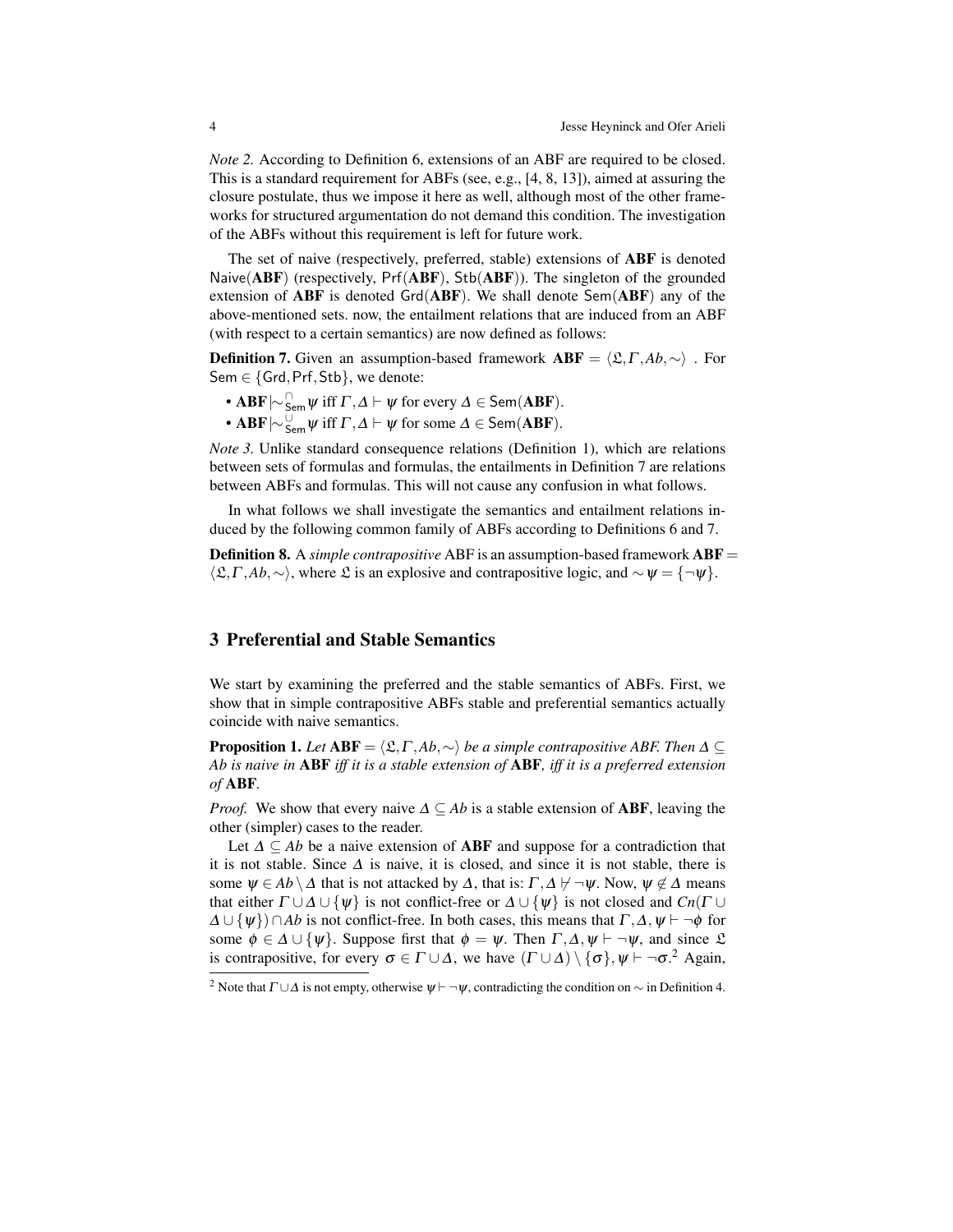*Note 2.* According to Definition 6, extensions of an ABF are required to be closed. This is a standard requirement for ABFs (see, e.g., [4, 8, 13]), aimed at assuring the closure postulate, thus we impose it here as well, although most of the other frameworks for structured argumentation do not demand this condition. The investigation of the ABFs without this requirement is left for future work.

The set of naive (respectively, preferred, stable) extensions of $\mathbf{ABF}$ is denoted $\mathsf{Naive}(\mathbf{ABF})$ (respectively, $\mathsf{Prf}(\mathbf{ABF})$, $\mathsf{Stb}(\mathbf{ABF})$). The singleton of the grounded extension of $\mathbf{ABF}$ is denoted $\mathsf{Grd}(\mathbf{ABF})$. We shall denote $\mathsf{Sem}(\mathbf{ABF})$ any of the above-mentioned sets. now, the entailment relations that are induced from an ABF (with respect to a certain semantics) are now defined as follows:

**Definition 7.** Given an assumption-based framework $\mathbf{ABF} = \langle \mathfrak{L}, \Gamma, Ab, \sim \rangle$ . For $\mathsf{Sem} \in \{\mathsf{Grd}, \mathsf{Prf}, \mathsf{Stb}\}$, we denote:

- $\mathbf{ABF} \mid\!\sim^{\cap}_{\mathsf{Sem}} \psi$ iff $\Gamma, \Delta \vdash \psi$ for every $\Delta \in \mathsf{Sem}(\mathbf{ABF})$.
- $\mathbf{ABF} \mid\!\sim^{\cup}_{\mathsf{Sem}} \psi$ iff $\Gamma, \Delta \vdash \psi$ for some $\Delta \in \mathsf{Sem}(\mathbf{ABF})$.

*Note 3.* Unlike standard consequence relations (Definition 1), which are relations between sets of formulas and formulas, the entailments in Definition 7 are relations between ABFs and formulas. This will not cause any confusion in what follows.

In what follows we shall investigate the semantics and entailment relations induced by the following common family of ABFs according to Definitions 6 and 7.

**Definition 8.** A *simple contrapositive* ABF is an assumption-based framework $\mathbf{ABF} = \langle \mathfrak{L}, \Gamma, Ab, \sim \rangle$, where $\mathfrak{L}$ is an explosive and contrapositive logic, and $\sim \psi = \{\neg \psi\}$.

## 3 Preferential and Stable Semantics

We start by examining the preferred and the stable semantics of ABFs. First, we show that in simple contrapositive ABFs stable and preferential semantics actually coincide with naive semantics.

**Proposition 1.** *Let $\mathbf{ABF} = \langle \mathfrak{L}, \Gamma, Ab, \sim \rangle$ be a simple contrapositive ABF. Then $\Delta \subseteq Ab$ is naive in* $\mathbf{ABF}$ *iff it is a stable extension of* $\mathbf{ABF}$*, iff it is a preferred extension of* $\mathbf{ABF}$.

*Proof.* We show that every naive $\Delta \subseteq Ab$ is a stable extension of $\mathbf{ABF}$, leaving the other (simpler) cases to the reader.

Let $\Delta \subseteq Ab$ be a naive extension of $\mathbf{ABF}$ and suppose for a contradiction that it is not stable. Since $\Delta$ is naive, it is closed, and since it is not stable, there is some $\psi \in Ab \setminus \Delta$ that is not attacked by $\Delta$, that is: $\Gamma, \Delta \not\vdash \neg \psi$. Now, $\psi \notin \Delta$ means that either $\Gamma \cup \Delta \cup \{\psi\}$ is not conflict-free or $\Delta \cup \{\psi\}$ is not closed and $Cn(\Gamma \cup \Delta \cup \{\psi\}) \cap Ab$ is not conflict-free. In both cases, this means that $\Gamma, \Delta, \psi \vdash \neg \phi$ for some $\phi \in \Delta \cup \{\psi\}$. Suppose first that $\phi = \psi$. Then $\Gamma, \Delta, \psi \vdash \neg \psi$, and since $\mathfrak{L}$ is contrapositive, for every $\sigma \in \Gamma \cup \Delta$, we have $(\Gamma \cup \Delta) \setminus \{\sigma\}, \psi \vdash \neg \sigma$.[2] Again,

[2] Note that $\Gamma \cup \Delta$ is not empty, otherwise $\psi \vdash \neg \psi$, contradicting the condition on $\sim$ in Definition 4.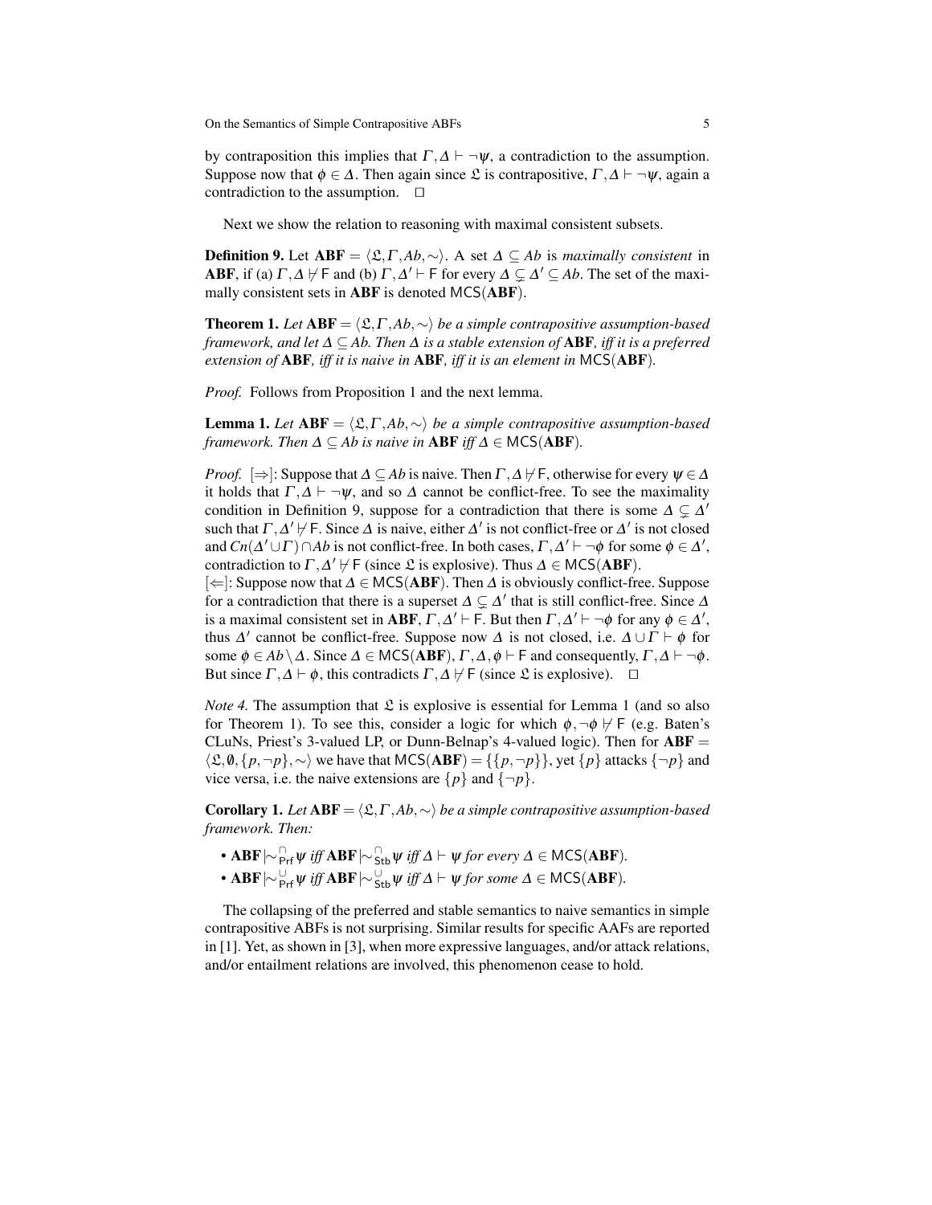by contraposition this implies that $\Gamma, \Delta \vdash \neg\psi$, a contradiction to the assumption. Suppose now that $\phi \in \Delta$. Then again since $\mathfrak{L}$ is contrapositive, $\Gamma, \Delta \vdash \neg\psi$, again a contradiction to the assumption. $\square$

Next we show the relation to reasoning with maximal consistent subsets.

**Definition 9.** Let $\mathbf{ABF} = \langle \mathfrak{L}, \Gamma, Ab, \sim \rangle$. A set $\Delta \subseteq Ab$ is *maximally consistent* in **ABF**, if (a) $\Gamma, \Delta \nvdash \mathsf{F}$ and (b) $\Gamma, \Delta' \vdash \mathsf{F}$ for every $\Delta \subsetneq \Delta' \subseteq Ab$. The set of the maximally consistent sets in **ABF** is denoted $\mathsf{MCS}(\mathbf{ABF})$.

**Theorem 1.** *Let $\mathbf{ABF} = \langle \mathfrak{L}, \Gamma, Ab, \sim \rangle$ be a simple contrapositive assumption-based framework, and let $\Delta \subseteq Ab$. Then $\Delta$ is a stable extension of* **ABF***, iff it is a preferred extension of* **ABF***, iff it is naive in* **ABF***, iff it is an element in $\mathsf{MCS}(\mathbf{ABF})$.*

*Proof.* Follows from Proposition 1 and the next lemma.

**Lemma 1.** *Let $\mathbf{ABF} = \langle \mathfrak{L}, \Gamma, Ab, \sim \rangle$ be a simple contrapositive assumption-based framework. Then $\Delta \subseteq Ab$ is naive in* **ABF** *iff $\Delta \in \mathsf{MCS}(\mathbf{ABF})$.*

*Proof.* $[\Rightarrow]$: Suppose that $\Delta \subseteq Ab$ is naive. Then $\Gamma, \Delta \nvdash \mathsf{F}$, otherwise for every $\psi \in \Delta$ it holds that $\Gamma, \Delta \vdash \neg\psi$, and so $\Delta$ cannot be conflict-free. To see the maximality condition in Definition 9, suppose for a contradiction that there is some $\Delta \subsetneq \Delta'$ such that $\Gamma, \Delta' \nvdash \mathsf{F}$. Since $\Delta$ is naive, either $\Delta'$ is not conflict-free or $\Delta'$ is not closed and $Cn(\Delta' \cup \Gamma) \cap Ab$ is not conflict-free. In both cases, $\Gamma, \Delta' \vdash \neg\phi$ for some $\phi \in \Delta'$, contradiction to $\Gamma, \Delta' \nvdash \mathsf{F}$ (since $\mathfrak{L}$ is explosive). Thus $\Delta \in \mathsf{MCS}(\mathbf{ABF})$.
$[\Leftarrow]$: Suppose now that $\Delta \in \mathsf{MCS}(\mathbf{ABF})$. Then $\Delta$ is obviously conflict-free. Suppose for a contradiction that there is a superset $\Delta \subsetneq \Delta'$ that is still conflict-free. Since $\Delta$ is a maximal consistent set in **ABF**, $\Gamma, \Delta' \vdash \mathsf{F}$. But then $\Gamma, \Delta' \vdash \neg\phi$ for any $\phi \in \Delta'$, thus $\Delta'$ cannot be conflict-free. Suppose now $\Delta$ is not closed, i.e. $\Delta \cup \Gamma \vdash \phi$ for some $\phi \in Ab \setminus \Delta$. Since $\Delta \in \mathsf{MCS}(\mathbf{ABF})$, $\Gamma, \Delta, \phi \vdash \mathsf{F}$ and consequently, $\Gamma, \Delta \vdash \neg\phi$. But since $\Gamma, \Delta \vdash \phi$, this contradicts $\Gamma, \Delta \nvdash \mathsf{F}$ (since $\mathfrak{L}$ is explosive). $\square$

*Note 4.* The assumption that $\mathfrak{L}$ is explosive is essential for Lemma 1 (and so also for Theorem 1). To see this, consider a logic for which $\phi, \neg\phi \nvdash \mathsf{F}$ (e.g. Baten's CLuNs, Priest's 3-valued LP, or Dunn-Belnap's 4-valued logic). Then for $\mathbf{ABF} = \langle \mathfrak{L}, \emptyset, \{p, \neg p\}, \sim \rangle$ we have that $\mathsf{MCS}(\mathbf{ABF}) = \{\{p, \neg p\}\}$, yet $\{p\}$ attacks $\{\neg p\}$ and vice versa, i.e. the naive extensions are $\{p\}$ and $\{\neg p\}$.

**Corollary 1.** *Let $\mathbf{ABF} = \langle \mathfrak{L}, \Gamma, Ab, \sim \rangle$ be a simple contrapositive assumption-based framework. Then:*

- $\mathbf{ABF} \mid\!\sim^{\cap}_{\mathsf{Prf}} \psi$ *iff* $\mathbf{ABF} \mid\!\sim^{\cap}_{\mathsf{Stb}} \psi$ *iff $\Delta \vdash \psi$ for every $\Delta \in \mathsf{MCS}(\mathbf{ABF})$.*
- $\mathbf{ABF} \mid\!\sim^{\cup}_{\mathsf{Prf}} \psi$ *iff* $\mathbf{ABF} \mid\!\sim^{\cup}_{\mathsf{Stb}} \psi$ *iff $\Delta \vdash \psi$ for some $\Delta \in \mathsf{MCS}(\mathbf{ABF})$.*

The collapsing of the preferred and stable semantics to naive semantics in simple contrapositive ABFs is not surprising. Similar results for specific AAFs are reported in [1]. Yet, as shown in [3], when more expressive languages, and/or attack relations, and/or entailment relations are involved, this phenomenon cease to hold.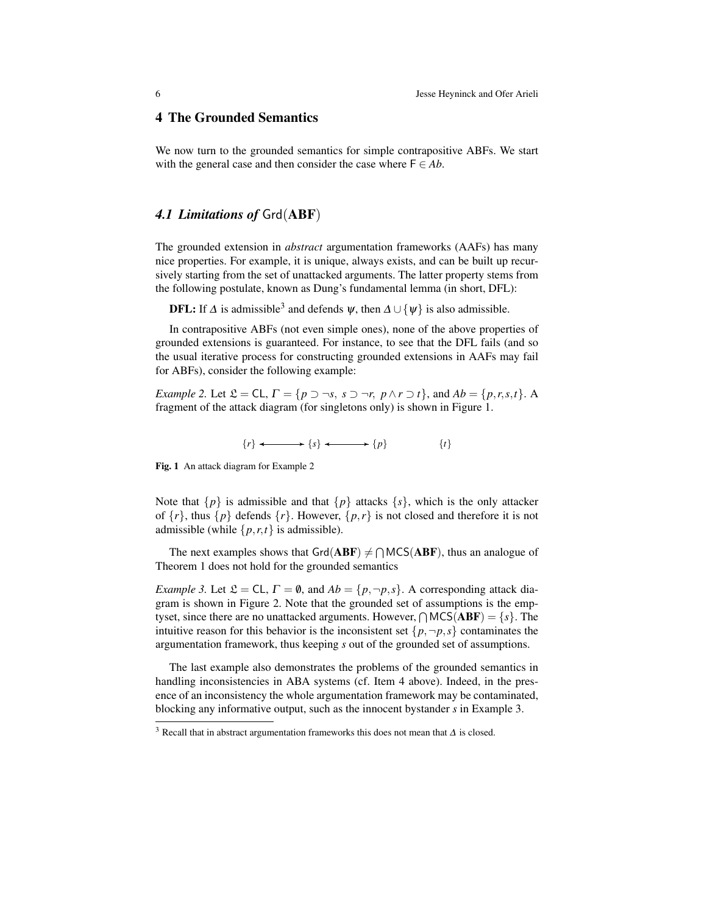## 4 The Grounded Semantics

We now turn to the grounded semantics for simple contrapositive ABFs. We start with the general case and then consider the case where $\mathsf{F} \in Ab$.

### 4.1 Limitations of $\mathsf{Grd}(\mathbf{ABF})$

The grounded extension in *abstract* argumentation frameworks (AAFs) has many nice properties. For example, it is unique, always exists, and can be built up recursively starting from the set of unattacked arguments. The latter property stems from the following postulate, known as Dung's fundamental lemma (in short, DFL):

**DFL:** If $\Delta$ is admissible[3] and defends $\psi$, then $\Delta \cup \{\psi\}$ is also admissible.

In contrapositive ABFs (not even simple ones), none of the above properties of grounded extensions is guaranteed. For instance, to see that the DFL fails (and so the usual iterative process for constructing grounded extensions in AAFs may fail for ABFs), consider the following example:

*Example 2.* Let $\mathfrak{L} = \mathsf{CL}$, $\Gamma = \{p \supset \neg s,\ s \supset \neg r,\ p \wedge r \supset t\}$, and $Ab = \{p, r, s, t\}$. A fragment of the attack diagram (for singletons only) is shown in Figure 1.

$$\{r\} \longleftrightarrow \{s\} \longleftrightarrow \{p\} \qquad\qquad \{t\}$$

**Fig. 1** An attack diagram for Example 2

Note that $\{p\}$ is admissible and that $\{p\}$ attacks $\{s\}$, which is the only attacker of $\{r\}$, thus $\{p\}$ defends $\{r\}$. However, $\{p, r\}$ is not closed and therefore it is not admissible (while $\{p, r, t\}$ is admissible).

The next examples shows that $\mathsf{Grd}(\mathbf{ABF}) \neq \bigcap \mathsf{MCS}(\mathbf{ABF})$, thus an analogue of Theorem 1 does not hold for the grounded semantics

*Example 3.* Let $\mathfrak{L} = \mathsf{CL}$, $\Gamma = \emptyset$, and $Ab = \{p, \neg p, s\}$. A corresponding attack diagram is shown in Figure 2. Note that the grounded set of assumptions is the emptyset, since there are no unattacked arguments. However, $\bigcap \mathsf{MCS}(\mathbf{ABF}) = \{s\}$. The intuitive reason for this behavior is the inconsistent set $\{p, \neg p, s\}$ contaminates the argumentation framework, thus keeping $s$ out of the grounded set of assumptions.

The last example also demonstrates the problems of the grounded semantics in handling inconsistencies in ABA systems (cf. Item 4 above). Indeed, in the presence of an inconsistency the whole argumentation framework may be contaminated, blocking any informative output, such as the innocent bystander $s$ in Example 3.

[3] Recall that in abstract argumentation frameworks this does not mean that $\Delta$ is closed.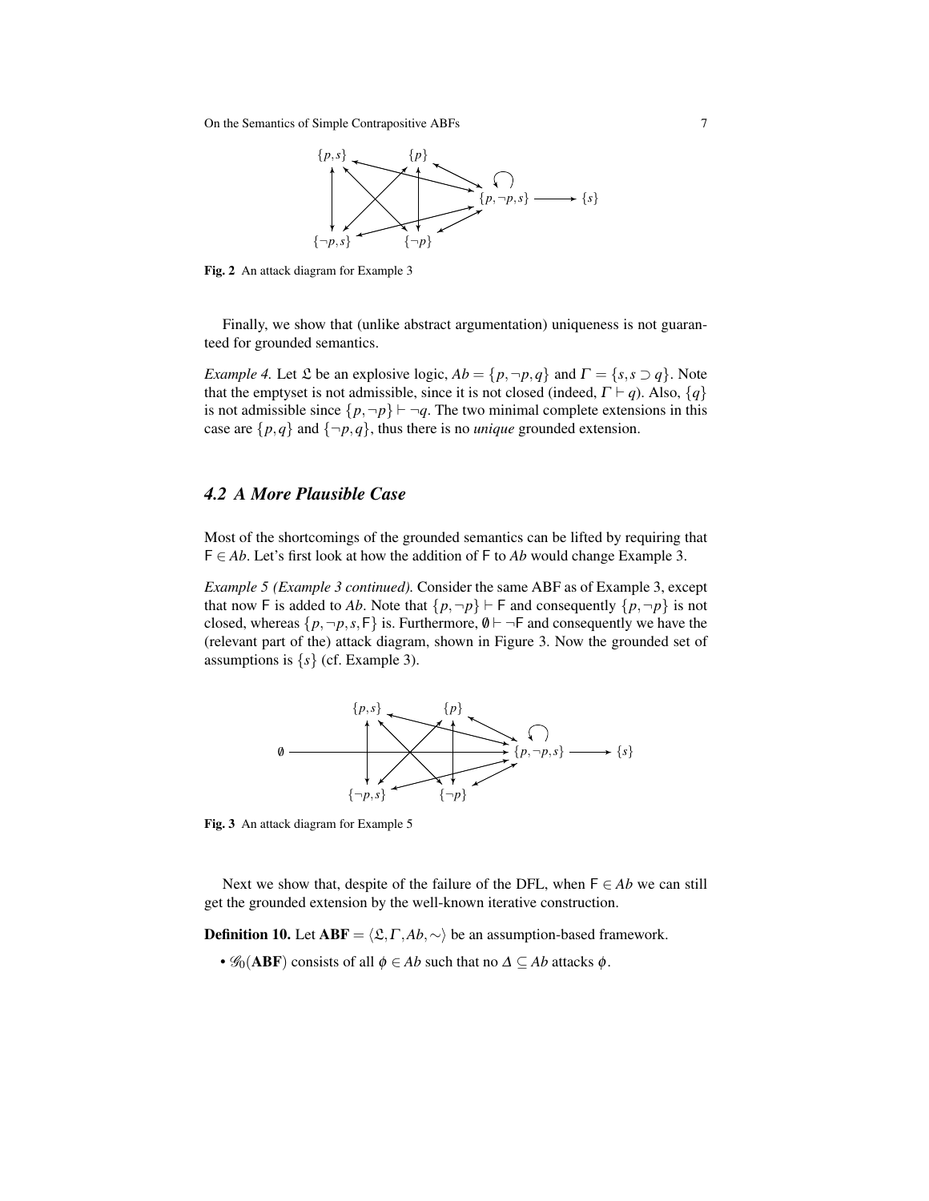Fig. 2 An attack diagram for Example 3

Finally, we show that (unlike abstract argumentation) uniqueness is not guaranteed for grounded semantics.

*Example 4.* Let $\mathfrak{L}$ be an explosive logic, $Ab = \{p, \neg p, q\}$ and $\Gamma = \{s, s \supset q\}$. Note that the emptyset is not admissible, since it is not closed (indeed, $\Gamma \vdash q$). Also, $\{q\}$ is not admissible since $\{p, \neg p\} \vdash \neg q$. The two minimal complete extensions in this case are $\{p, q\}$ and $\{\neg p, q\}$, thus there is no *unique* grounded extension.

### 4.2 A More Plausible Case

Most of the shortcomings of the grounded semantics can be lifted by requiring that $\mathsf{F} \in Ab$. Let's first look at how the addition of $\mathsf{F}$ to $Ab$ would change Example 3.

*Example 5 (Example 3 continued).* Consider the same ABF as of Example 3, except that now $\mathsf{F}$ is added to $Ab$. Note that $\{p, \neg p\} \vdash \mathsf{F}$ and consequently $\{p, \neg p\}$ is not closed, whereas $\{p, \neg p, s, \mathsf{F}\}$ is. Furthermore, $\emptyset \vdash \neg \mathsf{F}$ and consequently we have the (relevant part of the) attack diagram, shown in Figure 3. Now the grounded set of assumptions is $\{s\}$ (cf. Example 3).

Fig. 3 An attack diagram for Example 5

Next we show that, despite of the failure of the DFL, when $\mathsf{F} \in Ab$ we can still get the grounded extension by the well-known iterative construction.

**Definition 10.** Let $\mathbf{ABF} = \langle \mathfrak{L}, \Gamma, Ab, \sim \rangle$ be an assumption-based framework.

- $\mathscr{G}_0(\mathbf{ABF})$ consists of all $\phi \in Ab$ such that no $\Delta \subseteq Ab$ attacks $\phi$.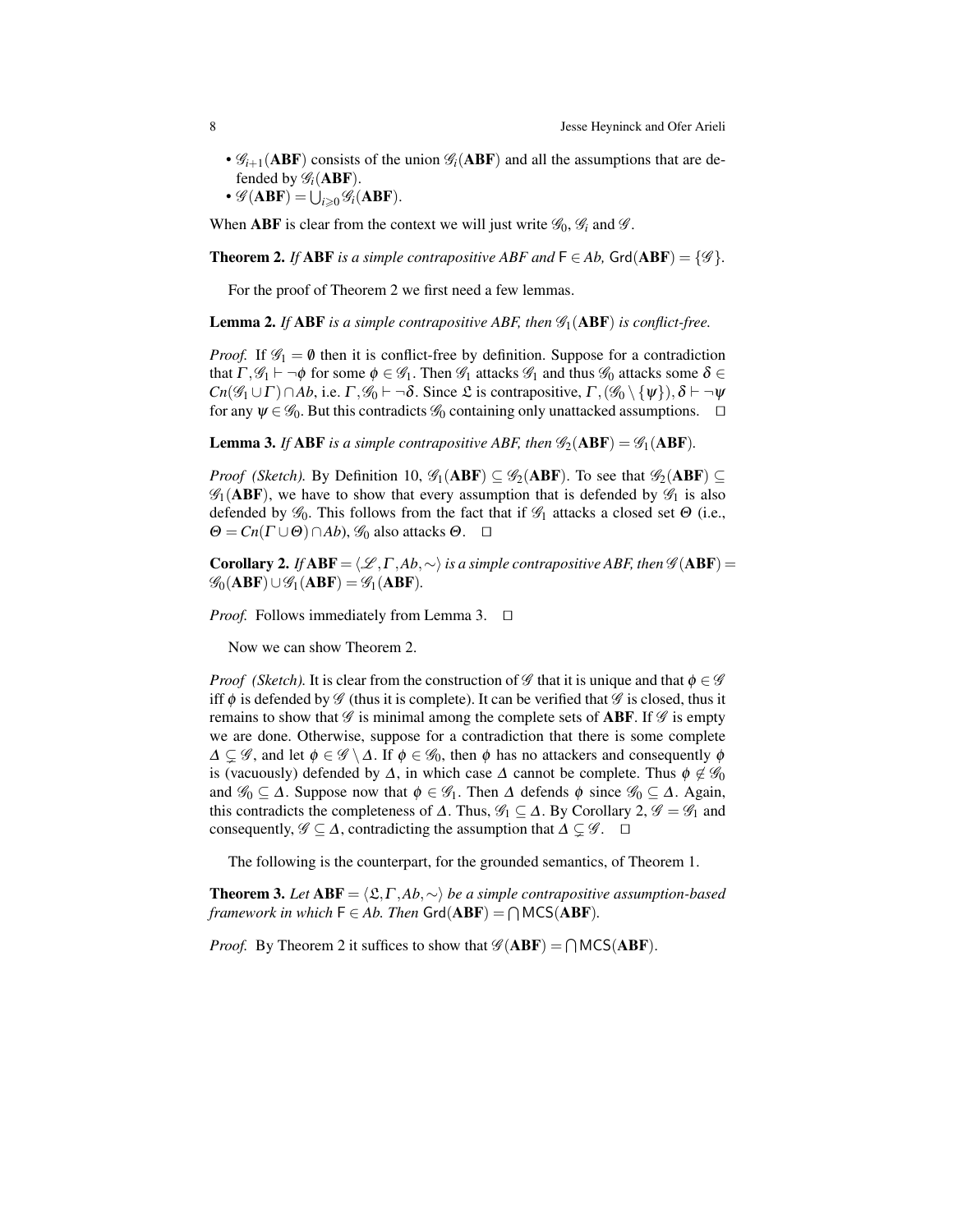- $\mathscr{G}_{i+1}(\mathbf{ABF})$ consists of the union $\mathscr{G}_i(\mathbf{ABF})$ and all the assumptions that are defended by $\mathscr{G}_i(\mathbf{ABF})$.
- $\mathscr{G}(\mathbf{ABF}) = \bigcup_{i \geqslant 0} \mathscr{G}_i(\mathbf{ABF})$.

When **ABF** is clear from the context we will just write $\mathscr{G}_0$, $\mathscr{G}_i$ and $\mathscr{G}$.

**Theorem 2.** *If* **ABF** *is a simple contrapositive ABF and* $\mathsf{F} \in Ab$*,* $\mathsf{Grd}(\mathbf{ABF}) = \{\mathscr{G}\}$.

For the proof of Theorem 2 we first need a few lemmas.

**Lemma 2.** *If* **ABF** *is a simple contrapositive ABF, then* $\mathscr{G}_1(\mathbf{ABF})$ *is conflict-free.*

*Proof.* If $\mathscr{G}_1 = \emptyset$ then it is conflict-free by definition. Suppose for a contradiction that $\Gamma, \mathscr{G}_1 \vdash \neg\phi$ for some $\phi \in \mathscr{G}_1$. Then $\mathscr{G}_1$ attacks $\mathscr{G}_1$ and thus $\mathscr{G}_0$ attacks some $\delta \in Cn(\mathscr{G}_1 \cup \Gamma) \cap Ab$, i.e. $\Gamma, \mathscr{G}_0 \vdash \neg\delta$. Since $\mathfrak{L}$ is contrapositive, $\Gamma, (\mathscr{G}_0 \setminus \{\psi\}), \delta \vdash \neg\psi$ for any $\psi \in \mathscr{G}_0$. But this contradicts $\mathscr{G}_0$ containing only unattacked assumptions. $\square$

**Lemma 3.** *If* **ABF** *is a simple contrapositive ABF, then* $\mathscr{G}_2(\mathbf{ABF}) = \mathscr{G}_1(\mathbf{ABF})$.

*Proof (Sketch).* By Definition 10, $\mathscr{G}_1(\mathbf{ABF}) \subseteq \mathscr{G}_2(\mathbf{ABF})$. To see that $\mathscr{G}_2(\mathbf{ABF}) \subseteq \mathscr{G}_1(\mathbf{ABF})$, we have to show that every assumption that is defended by $\mathscr{G}_1$ is also defended by $\mathscr{G}_0$. This follows from the fact that if $\mathscr{G}_1$ attacks a closed set $\Theta$ (i.e., $\Theta = Cn(\Gamma \cup \Theta) \cap Ab$), $\mathscr{G}_0$ also attacks $\Theta$. $\square$

**Corollary 2.** *If* $\mathbf{ABF} = \langle \mathscr{L}, \Gamma, Ab, \sim \rangle$ *is a simple contrapositive ABF, then* $\mathscr{G}(\mathbf{ABF}) = \mathscr{G}_0(\mathbf{ABF}) \cup \mathscr{G}_1(\mathbf{ABF}) = \mathscr{G}_1(\mathbf{ABF})$.

*Proof.* Follows immediately from Lemma 3. $\square$

Now we can show Theorem 2.

*Proof (Sketch).* It is clear from the construction of $\mathscr{G}$ that it is unique and that $\phi \in \mathscr{G}$ iff $\phi$ is defended by $\mathscr{G}$ (thus it is complete). It can be verified that $\mathscr{G}$ is closed, thus it remains to show that $\mathscr{G}$ is minimal among the complete sets of **ABF**. If $\mathscr{G}$ is empty we are done. Otherwise, suppose for a contradiction that there is some complete $\Delta \subsetneq \mathscr{G}$, and let $\phi \in \mathscr{G} \setminus \Delta$. If $\phi \in \mathscr{G}_0$, then $\phi$ has no attackers and consequently $\phi$ is (vacuously) defended by $\Delta$, in which case $\Delta$ cannot be complete. Thus $\phi \notin \mathscr{G}_0$ and $\mathscr{G}_0 \subseteq \Delta$. Suppose now that $\phi \in \mathscr{G}_1$. Then $\Delta$ defends $\phi$ since $\mathscr{G}_0 \subseteq \Delta$. Again, this contradicts the completeness of $\Delta$. Thus, $\mathscr{G}_1 \subseteq \Delta$. By Corollary 2, $\mathscr{G} = \mathscr{G}_1$ and consequently, $\mathscr{G} \subseteq \Delta$, contradicting the assumption that $\Delta \subsetneq \mathscr{G}$. $\square$

The following is the counterpart, for the grounded semantics, of Theorem 1.

**Theorem 3.** *Let* $\mathbf{ABF} = \langle \mathfrak{L}, \Gamma, Ab, \sim \rangle$ *be a simple contrapositive assumption-based framework in which* $\mathsf{F} \in Ab$*. Then* $\mathsf{Grd}(\mathbf{ABF}) = \bigcap \mathsf{MCS}(\mathbf{ABF})$.

*Proof.* By Theorem 2 it suffices to show that $\mathscr{G}(\mathbf{ABF}) = \bigcap \mathsf{MCS}(\mathbf{ABF})$.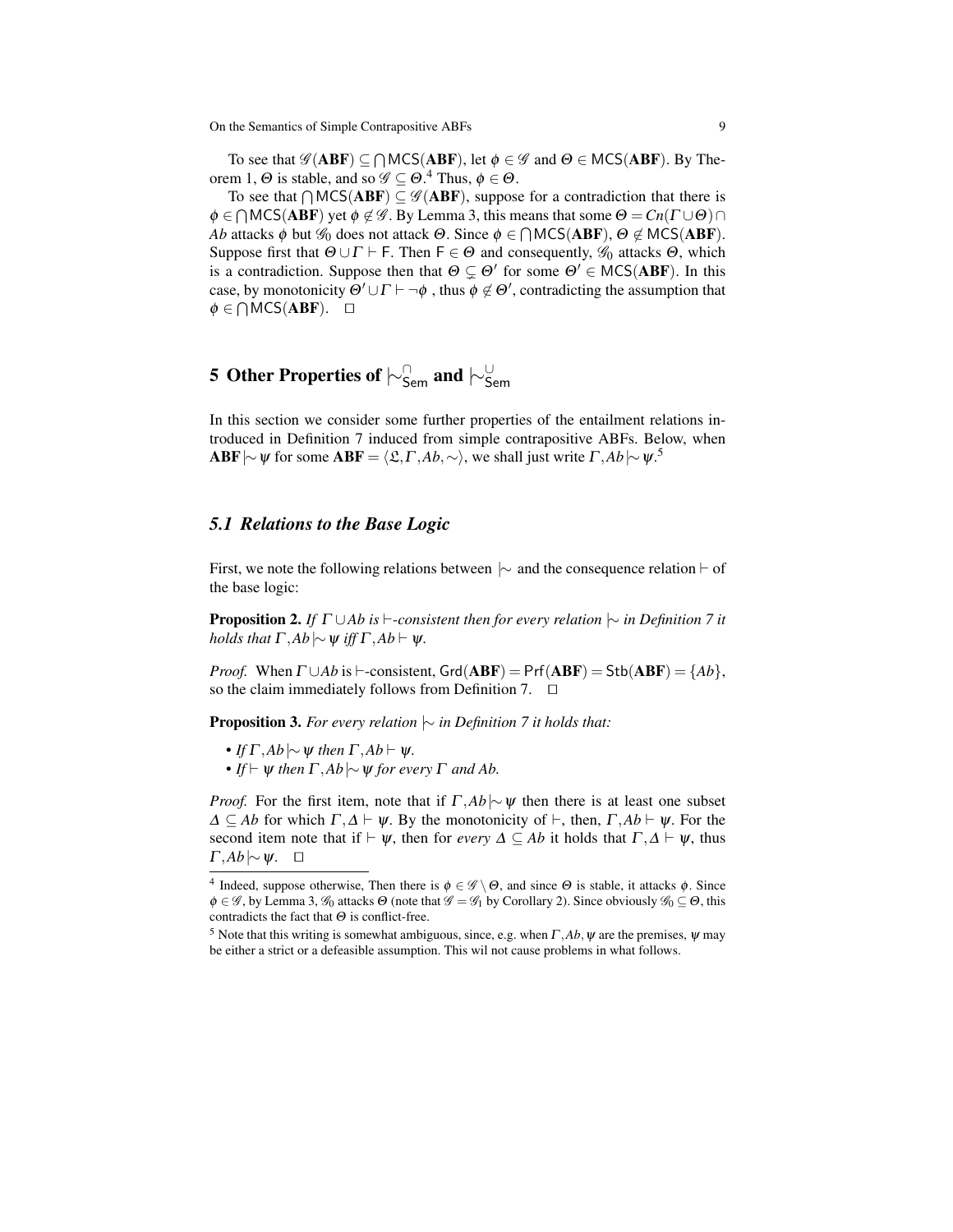To see that $\mathscr{G}(\mathbf{ABF}) \subseteq \bigcap \mathsf{MCS}(\mathbf{ABF})$, let $\phi \in \mathscr{G}$ and $\Theta \in \mathsf{MCS}(\mathbf{ABF})$. By Theorem 1, $\Theta$ is stable, and so $\mathscr{G} \subseteq \Theta$.[4] Thus, $\phi \in \Theta$.

To see that $\bigcap \mathsf{MCS}(\mathbf{ABF}) \subseteq \mathscr{G}(\mathbf{ABF})$, suppose for a contradiction that there is $\phi \in \bigcap \mathsf{MCS}(\mathbf{ABF})$ yet $\phi \notin \mathscr{G}$. By Lemma 3, this means that some $\Theta = Cn(\Gamma \cup \Theta) \cap Ab$ attacks $\phi$ but $\mathscr{G}_0$ does not attack $\Theta$. Since $\phi \in \bigcap \mathsf{MCS}(\mathbf{ABF})$, $\Theta \notin \mathsf{MCS}(\mathbf{ABF})$. Suppose first that $\Theta \cup \Gamma \vdash \mathsf{F}$. Then $\mathsf{F} \in \Theta$ and consequently, $\mathscr{G}_0$ attacks $\Theta$, which is a contradiction. Suppose then that $\Theta \subsetneq \Theta'$ for some $\Theta' \in \mathsf{MCS}(\mathbf{ABF})$. In this case, by monotonicity $\Theta' \cup \Gamma \vdash \neg\phi$ , thus $\phi \notin \Theta'$, contradicting the assumption that $\phi \in \bigcap \mathsf{MCS}(\mathbf{ABF})$. $\square$

## 5 Other Properties of $\mid\!\sim^{\cap}_{\mathsf{Sem}}$ and $\mid\!\sim^{\cup}_{\mathsf{Sem}}$

In this section we consider some further properties of the entailment relations introduced in Definition 7 induced from simple contrapositive ABFs. Below, when $\mathbf{ABF} \mid\!\sim \psi$ for some $\mathbf{ABF} = \langle \mathfrak{L}, \Gamma, Ab, \sim \rangle$, we shall just write $\Gamma, Ab \mid\!\sim \psi$.[5]

### 5.1 Relations to the Base Logic

First, we note the following relations between $\mid\!\sim$ and the consequence relation $\vdash$ of the base logic:

**Proposition 2.** *If $\Gamma \cup Ab$ is $\vdash$-consistent then for every relation $\mid\!\sim$ in Definition 7 it holds that $\Gamma, Ab \mid\!\sim \psi$ iff $\Gamma, Ab \vdash \psi$.*

*Proof.* When $\Gamma \cup Ab$ is $\vdash$-consistent, $\mathsf{Grd}(\mathbf{ABF}) = \mathsf{Prf}(\mathbf{ABF}) = \mathsf{Stb}(\mathbf{ABF}) = \{Ab\}$, so the claim immediately follows from Definition 7. $\square$

**Proposition 3.** *For every relation $\mid\!\sim$ in Definition 7 it holds that:*

- *If $\Gamma, Ab \mid\!\sim \psi$ then $\Gamma, Ab \vdash \psi$.*
- *If $\vdash \psi$ then $\Gamma, Ab \mid\!\sim \psi$ for every $\Gamma$ and $Ab$.*

*Proof.* For the first item, note that if $\Gamma, Ab \mid\!\sim \psi$ then there is at least one subset $\Delta \subseteq Ab$ for which $\Gamma, \Delta \vdash \psi$. By the monotonicity of $\vdash$, then, $\Gamma, Ab \vdash \psi$. For the second item note that if $\vdash \psi$, then for *every* $\Delta \subseteq Ab$ it holds that $\Gamma, \Delta \vdash \psi$, thus $\Gamma, Ab \mid\!\sim \psi$. $\square$

---

[4] Indeed, suppose otherwise, Then there is $\phi \in \mathscr{G} \setminus \Theta$, and since $\Theta$ is stable, it attacks $\phi$. Since $\phi \in \mathscr{G}$, by Lemma 3, $\mathscr{G}_0$ attacks $\Theta$ (note that $\mathscr{G} = \mathscr{G}_1$ by Corollary 2). Since obviously $\mathscr{G}_0 \subseteq \Theta$, this contradicts the fact that $\Theta$ is conflict-free.

[5] Note that this writing is somewhat ambiguous, since, e.g. when $\Gamma, Ab, \psi$ are the premises, $\psi$ may be either a strict or a defeasible assumption. This wil not cause problems in what follows.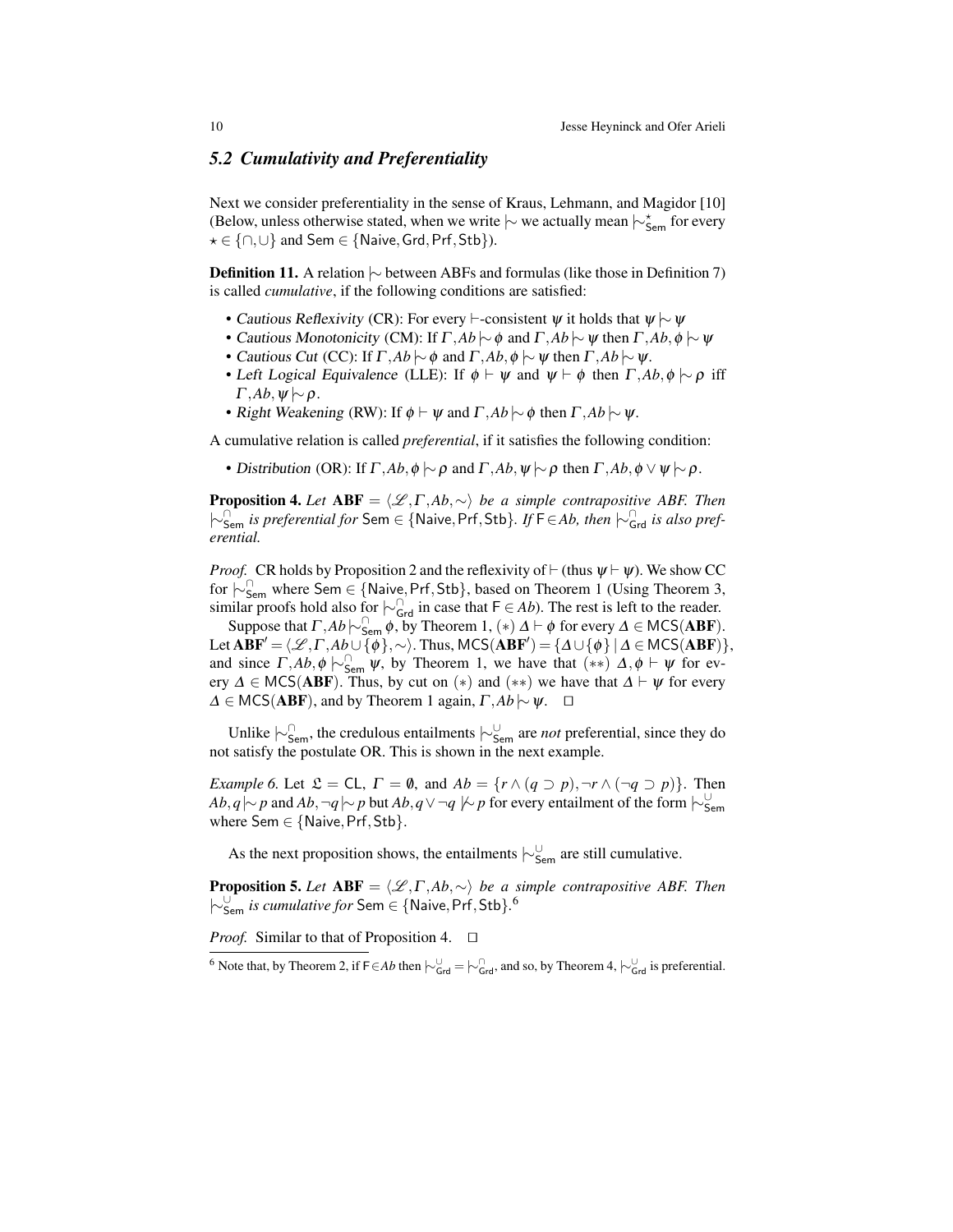### 5.2 Cumulativity and Preferentiality

Next we consider preferentiality in the sense of Kraus, Lehmann, and Magidor [10] (Below, unless otherwise stated, when we write $\mid\!\sim$ we actually mean $\mid\!\sim^{\star}_{\mathsf{Sem}}$ for every $\star \in \{\cap, \cup\}$ and $\mathsf{Sem} \in \{\mathsf{Naive}, \mathsf{Grd}, \mathsf{Prf}, \mathsf{Stb}\}$).

**Definition 11.** A relation $\mid\!\sim$ between ABFs and formulas (like those in Definition 7) is called *cumulative*, if the following conditions are satisfied:

- *Cautious Reflexivity* (CR): For every $\vdash$-consistent $\psi$ it holds that $\psi \mid\!\sim \psi$
- *Cautious Monotonicity* (CM): If $\Gamma, Ab \mid\!\sim \phi$ and $\Gamma, Ab \mid\!\sim \psi$ then $\Gamma, Ab, \phi \mid\!\sim \psi$
- *Cautious Cut* (CC): If $\Gamma, Ab \mid\!\sim \phi$ and $\Gamma, Ab, \phi \mid\!\sim \psi$ then $\Gamma, Ab \mid\!\sim \psi$.
- *Left Logical Equivalence* (LLE): If $\phi \vdash \psi$ and $\psi \vdash \phi$ then $\Gamma, Ab, \phi \mid\!\sim \rho$ iff $\Gamma, Ab, \psi \mid\!\sim \rho$.
- *Right Weakening* (RW): If $\phi \vdash \psi$ and $\Gamma, Ab \mid\!\sim \phi$ then $\Gamma, Ab \mid\!\sim \psi$.

A cumulative relation is called *preferential*, if it satisfies the following condition:

- *Distribution* (OR): If $\Gamma, Ab, \phi \mid\!\sim \rho$ and $\Gamma, Ab, \psi \mid\!\sim \rho$ then $\Gamma, Ab, \phi \vee \psi \mid\!\sim \rho$.

**Proposition 4.** *Let* $\mathbf{ABF} = \langle \mathscr{L}, \Gamma, Ab, \sim \rangle$ *be a simple contrapositive ABF. Then* $\mid\!\sim^{\cap}_{\mathsf{Sem}}$ *is preferential for* $\mathsf{Sem} \in \{\mathsf{Naive}, \mathsf{Prf}, \mathsf{Stb}\}$. *If* $\mathsf{F} \in Ab$, *then* $\mid\!\sim^{\cap}_{\mathsf{Grd}}$ *is also preferential.*

*Proof.* CR holds by Proposition 2 and the reflexivity of $\vdash$ (thus $\psi \vdash \psi$). We show CC for $\mid\!\sim^{\cap}_{\mathsf{Sem}}$ where $\mathsf{Sem} \in \{\mathsf{Naive}, \mathsf{Prf}, \mathsf{Stb}\}$, based on Theorem 1 (Using Theorem 3, similar proofs hold also for $\mid\!\sim^{\cap}_{\mathsf{Grd}}$ in case that $\mathsf{F} \in Ab$). The rest is left to the reader.

Suppose that $\Gamma, Ab \mid\!\sim^{\cap}_{\mathsf{Sem}} \phi$, by Theorem 1, $(*)$ $\Delta \vdash \phi$ for every $\Delta \in \mathsf{MCS}(\mathbf{ABF})$. Let $\mathbf{ABF}' = \langle \mathscr{L}, \Gamma, Ab \cup \{\phi\}, \sim \rangle$. Thus, $\mathsf{MCS}(\mathbf{ABF}') = \{\Delta \cup \{\phi\} \mid \Delta \in \mathsf{MCS}(\mathbf{ABF})\}$, and since $\Gamma, Ab, \phi \mid\!\sim^{\cap}_{\mathsf{Sem}} \psi$, by Theorem 1, we have that $(**)$ $\Delta, \phi \vdash \psi$ for every $\Delta \in \mathsf{MCS}(\mathbf{ABF})$. Thus, by cut on $(*)$ and $(**)$ we have that $\Delta \vdash \psi$ for every $\Delta \in \mathsf{MCS}(\mathbf{ABF})$, and by Theorem 1 again, $\Gamma, Ab \mid\!\sim \psi$. $\square$

Unlike $\mid\!\sim^{\cap}_{\mathsf{Sem}}$, the credulous entailments $\mid\!\sim^{\cup}_{\mathsf{Sem}}$ are *not* preferential, since they do not satisfy the postulate OR. This is shown in the next example.

*Example 6.* Let $\mathfrak{L} = \mathsf{CL}$, $\Gamma = \emptyset$, and $Ab = \{r \wedge (q \supset p), \neg r \wedge (\neg q \supset p)\}$. Then $Ab, q \mid\!\sim p$ and $Ab, \neg q \mid\!\sim p$ but $Ab, q \vee \neg q \not\mid\!\sim p$ for every entailment of the form $\mid\!\sim^{\cup}_{\mathsf{Sem}}$ where $\mathsf{Sem} \in \{\mathsf{Naive}, \mathsf{Prf}, \mathsf{Stb}\}$.

As the next proposition shows, the entailments $\mid\!\sim^{\cup}_{\mathsf{Sem}}$ are still cumulative.

**Proposition 5.** *Let* $\mathbf{ABF} = \langle \mathscr{L}, \Gamma, Ab, \sim \rangle$ *be a simple contrapositive ABF. Then* $\mid\!\sim^{\cup}_{\mathsf{Sem}}$ *is cumulative for* $\mathsf{Sem} \in \{\mathsf{Naive}, \mathsf{Prf}, \mathsf{Stb}\}$.[6]

*Proof.* Similar to that of Proposition 4. $\square$

---

[6] Note that, by Theorem 2, if $\mathsf{F} \in Ab$ then $\mid\!\sim^{\cup}_{\mathsf{Grd}} = \mid\!\sim^{\cap}_{\mathsf{Grd}}$, and so, by Theorem 4, $\mid\!\sim^{\cup}_{\mathsf{Grd}}$ is preferential.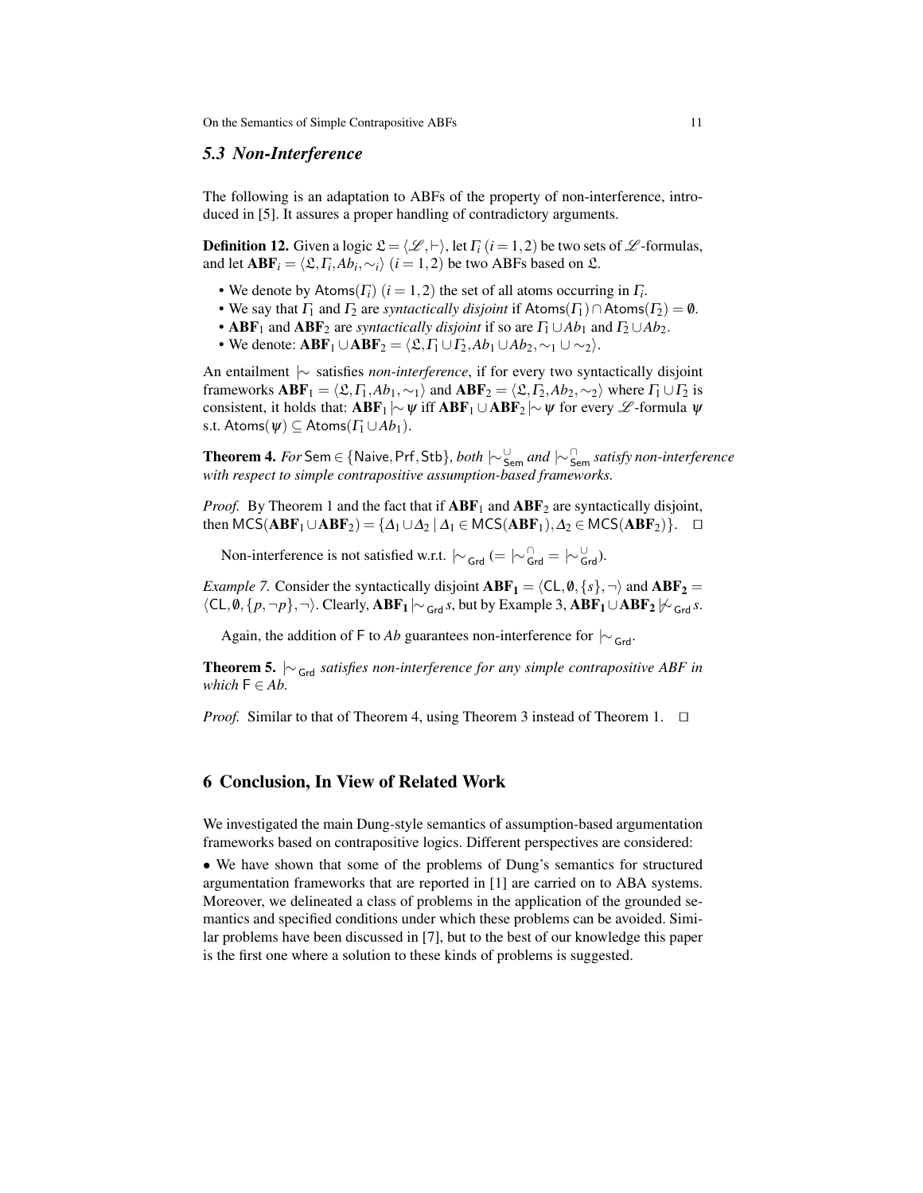### 5.3 Non-Interference

The following is an adaptation to ABFs of the property of non-interference, introduced in [5]. It assures a proper handling of contradictory arguments.

**Definition 12.** Given a logic $\mathfrak{L} = \langle \mathcal{L}, \vdash \rangle$, let $\Gamma_i$ $(i = 1,2)$ be two sets of $\mathcal{L}$-formulas, and let $\mathbf{ABF}_i = \langle \mathfrak{L}, \Gamma_i, Ab_i, \sim_i \rangle$ $(i = 1,2)$ be two ABFs based on $\mathfrak{L}$.

- We denote by $\mathsf{Atoms}(\Gamma_i)$ $(i = 1,2)$ the set of all atoms occurring in $\Gamma_i$.
- We say that $\Gamma_1$ and $\Gamma_2$ are *syntactically disjoint* if $\mathsf{Atoms}(\Gamma_1) \cap \mathsf{Atoms}(\Gamma_2) = \emptyset$.
- $\mathbf{ABF}_1$ and $\mathbf{ABF}_2$ are *syntactically disjoint* if so are $\Gamma_1 \cup Ab_1$ and $\Gamma_2 \cup Ab_2$.
- We denote: $\mathbf{ABF}_1 \cup \mathbf{ABF}_2 = \langle \mathfrak{L}, \Gamma_1 \cup \Gamma_2, Ab_1 \cup Ab_2, \sim_1 \cup \sim_2 \rangle$.

An entailment $\mid\!\sim$ satisfies *non-interference*, if for every two syntactically disjoint frameworks $\mathbf{ABF}_1 = \langle \mathfrak{L}, \Gamma_1, Ab_1, \sim_1 \rangle$ and $\mathbf{ABF}_2 = \langle \mathfrak{L}, \Gamma_2, Ab_2, \sim_2 \rangle$ where $\Gamma_1 \cup \Gamma_2$ is consistent, it holds that: $\mathbf{ABF}_1 \mid\!\sim \psi$ iff $\mathbf{ABF}_1 \cup \mathbf{ABF}_2 \mid\!\sim \psi$ for every $\mathcal{L}$-formula $\psi$ s.t. $\mathsf{Atoms}(\psi) \subseteq \mathsf{Atoms}(\Gamma_1 \cup Ab_1)$.

**Theorem 4.** *For* $\mathsf{Sem} \in \{\mathsf{Naive}, \mathsf{Prf}, \mathsf{Stb}\}$*, both* $\mid\!\sim^{\cup}_{\mathsf{Sem}}$ *and* $\mid\!\sim^{\cap}_{\mathsf{Sem}}$ *satisfy non-interference with respect to simple contrapositive assumption-based frameworks.*

*Proof.* By Theorem 1 and the fact that if $\mathbf{ABF}_1$ and $\mathbf{ABF}_2$ are syntactically disjoint, then $\mathsf{MCS}(\mathbf{ABF}_1 \cup \mathbf{ABF}_2) = \{\Delta_1 \cup \Delta_2 \mid \Delta_1 \in \mathsf{MCS}(\mathbf{ABF}_1), \Delta_2 \in \mathsf{MCS}(\mathbf{ABF}_2)\}$. $\square$

Non-interference is not satisfied w.r.t. $\mid\!\sim_{\mathsf{Grd}}$ $(= \mid\!\sim^{\cap}_{\mathsf{Grd}} = \mid\!\sim^{\cup}_{\mathsf{Grd}})$.

*Example 7.* Consider the syntactically disjoint $\mathbf{ABF_1} = \langle \mathsf{CL}, \emptyset, \{s\}, \neg \rangle$ and $\mathbf{ABF_2} = \langle \mathsf{CL}, \emptyset, \{p, \neg p\}, \neg \rangle$. Clearly, $\mathbf{ABF_1} \mid\!\sim_{\mathsf{Grd}} s$, but by Example 3, $\mathbf{ABF_1} \cup \mathbf{ABF_2} \not\mid\!\sim_{\mathsf{Grd}} s$.

Again, the addition of $\mathsf{F}$ to $Ab$ guarantees non-interference for $\mid\!\sim_{\mathsf{Grd}}$.

**Theorem 5.** $\mid\!\sim_{\mathsf{Grd}}$ *satisfies non-interference for any simple contrapositive ABF in which* $\mathsf{F} \in Ab$.

*Proof.* Similar to that of Theorem 4, using Theorem 3 instead of Theorem 1. $\square$

## 6 Conclusion, In View of Related Work

We investigated the main Dung-style semantics of assumption-based argumentation frameworks based on contrapositive logics. Different perspectives are considered:

• We have shown that some of the problems of Dung's semantics for structured argumentation frameworks that are reported in [1] are carried on to ABA systems. Moreover, we delineated a class of problems in the application of the grounded semantics and specified conditions under which these problems can be avoided. Similar problems have been discussed in [7], but to the best of our knowledge this paper is the first one where a solution to these kinds of problems is suggested.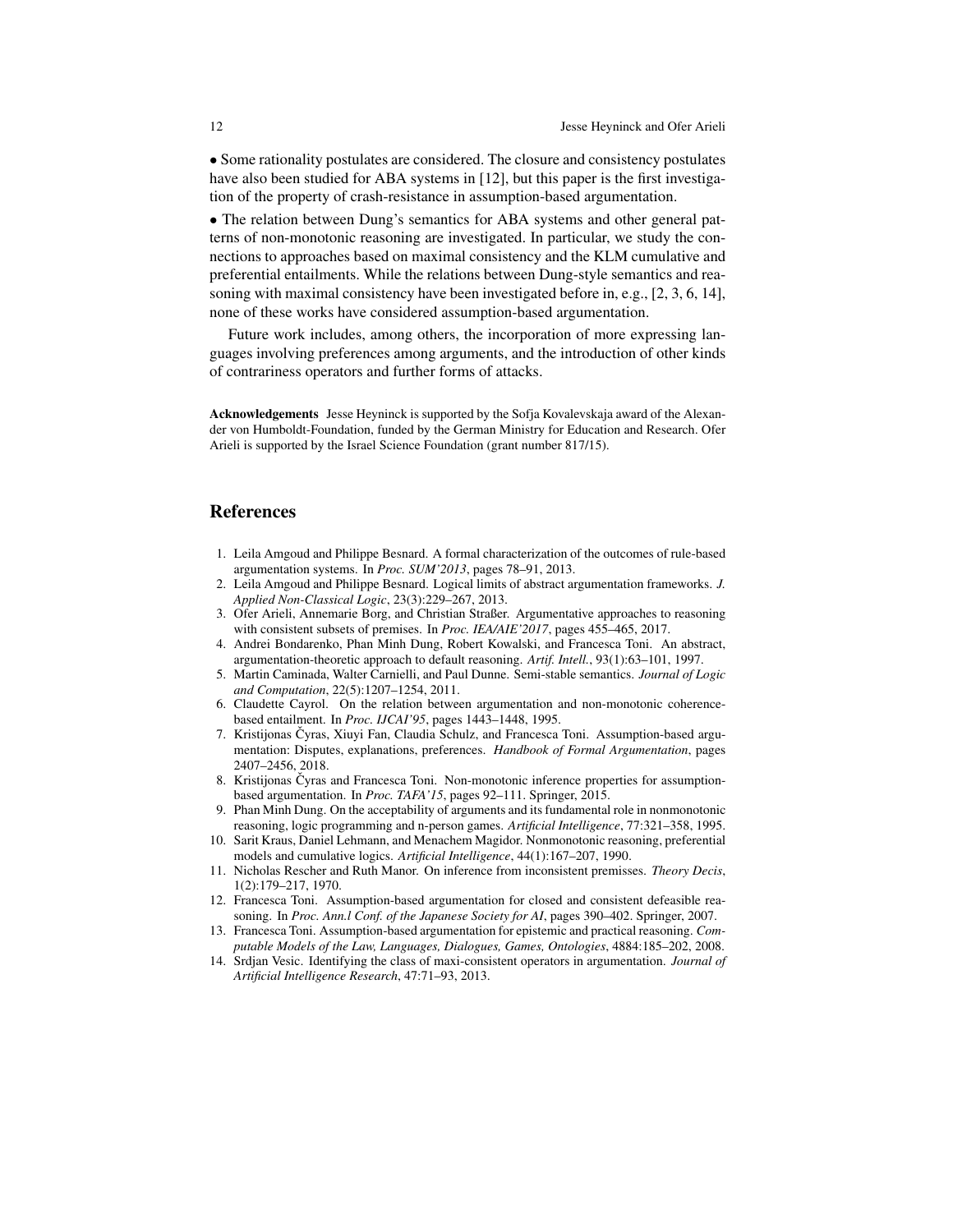• Some rationality postulates are considered. The closure and consistency postulates have also been studied for ABA systems in [12], but this paper is the first investigation of the property of crash-resistance in assumption-based argumentation.

• The relation between Dung's semantics for ABA systems and other general patterns of non-monotonic reasoning are investigated. In particular, we study the connections to approaches based on maximal consistency and the KLM cumulative and preferential entailments. While the relations between Dung-style semantics and reasoning with maximal consistency have been investigated before in, e.g., [2, 3, 6, 14], none of these works have considered assumption-based argumentation.

Future work includes, among others, the incorporation of more expressing languages involving preferences among arguments, and the introduction of other kinds of contrariness operators and further forms of attacks.

**Acknowledgements** Jesse Heyninck is supported by the Sofja Kovalevskaja award of the Alexander von Humboldt-Foundation, funded by the German Ministry for Education and Research. Ofer Arieli is supported by the Israel Science Foundation (grant number 817/15).

## References

1. Leila Amgoud and Philippe Besnard. A formal characterization of the outcomes of rule-based argumentation systems. In *Proc. SUM'2013*, pages 78–91, 2013.
2. Leila Amgoud and Philippe Besnard. Logical limits of abstract argumentation frameworks. *J. Applied Non-Classical Logic*, 23(3):229–267, 2013.
3. Ofer Arieli, Annemarie Borg, and Christian Straßer. Argumentative approaches to reasoning with consistent subsets of premises. In *Proc. IEA/AIE'2017*, pages 455–465, 2017.
4. Andrei Bondarenko, Phan Minh Dung, Robert Kowalski, and Francesca Toni. An abstract, argumentation-theoretic approach to default reasoning. *Artif. Intell.*, 93(1):63–101, 1997.
5. Martin Caminada, Walter Carnielli, and Paul Dunne. Semi-stable semantics. *Journal of Logic and Computation*, 22(5):1207–1254, 2011.
6. Claudette Cayrol. On the relation between argumentation and non-monotonic coherence-based entailment. In *Proc. IJCAI'95*, pages 1443–1448, 1995.
7. Kristijonas Čyras, Xiuyi Fan, Claudia Schulz, and Francesca Toni. Assumption-based argumentation: Disputes, explanations, preferences. *Handbook of Formal Argumentation*, pages 2407–2456, 2018.
8. Kristijonas Čyras and Francesca Toni. Non-monotonic inference properties for assumption-based argumentation. In *Proc. TAFA'15*, pages 92–111. Springer, 2015.
9. Phan Minh Dung. On the acceptability of arguments and its fundamental role in nonmonotonic reasoning, logic programming and n-person games. *Artificial Intelligence*, 77:321–358, 1995.
10. Sarit Kraus, Daniel Lehmann, and Menachem Magidor. Nonmonotonic reasoning, preferential models and cumulative logics. *Artificial Intelligence*, 44(1):167–207, 1990.
11. Nicholas Rescher and Ruth Manor. On inference from inconsistent premisses. *Theory Decis*, 1(2):179–217, 1970.
12. Francesca Toni. Assumption-based argumentation for closed and consistent defeasible reasoning. In *Proc. Ann.l Conf. of the Japanese Society for AI*, pages 390–402. Springer, 2007.
13. Francesca Toni. Assumption-based argumentation for epistemic and practical reasoning. *Computable Models of the Law, Languages, Dialogues, Games, Ontologies*, 4884:185–202, 2008.
14. Srdjan Vesic. Identifying the class of maxi-consistent operators in argumentation. *Journal of Artificial Intelligence Research*, 47:71–93, 2013.